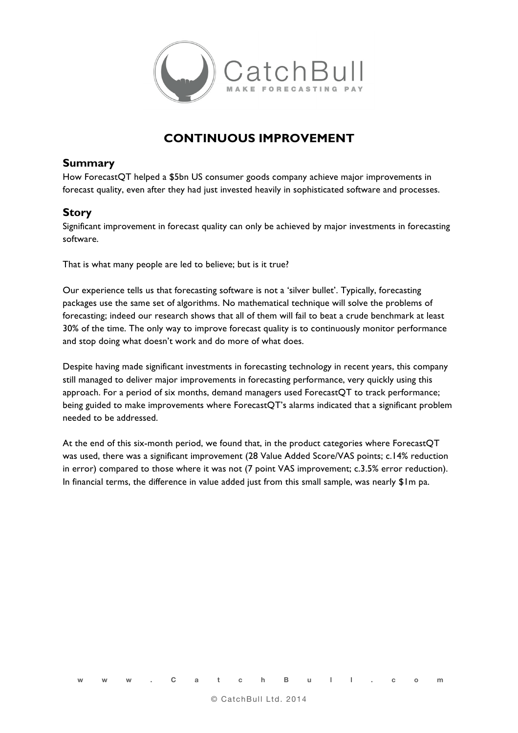# CONTINUOUS IMPROVEMENT

## Summary

How ForecastQT helped a $5bn US consumer goods company achieve major improvements in forecast quality, even after they had just invested heavily in sophisticated software and processes.

## Story

Significant improvement in forecast quality can only be achieved by major investments in forecasting software.

That is what many people are led to believe; but is it true?

Our experience tells us that forecasting software is not a 'silver bullet'. Typically, forecasting packages use the same set of algorithms. No mathematical technique will solve the problems of forecasting; indeed our research shows that all of them will fail to beat a crude benchmark at least 30% of the time. The only way to improve forecast quality is to continuously monitor performance and stop doing what doesn't work and do more of what does.

Despite having made significant investments in forecasting technology in recent years, this company still managed to deliver major improvements in forecasting performance, very quickly using this approach. For a period of six months, demand managers used ForecastQT to track performance; being guided to make improvements where ForecastQT's alarms indicated that a significant problem needed to be addressed.

At the end of this six-month period, we found that, in the product categories where ForecastQT was used, there was a significant improvement (28 Value Added Score/VAS points; c.14% reduction in error) compared to those where it was not (7 point VAS improvement; c.3.5% error reduction). In financial terms, the difference in value added just from this small sample, was nearly $1m pa.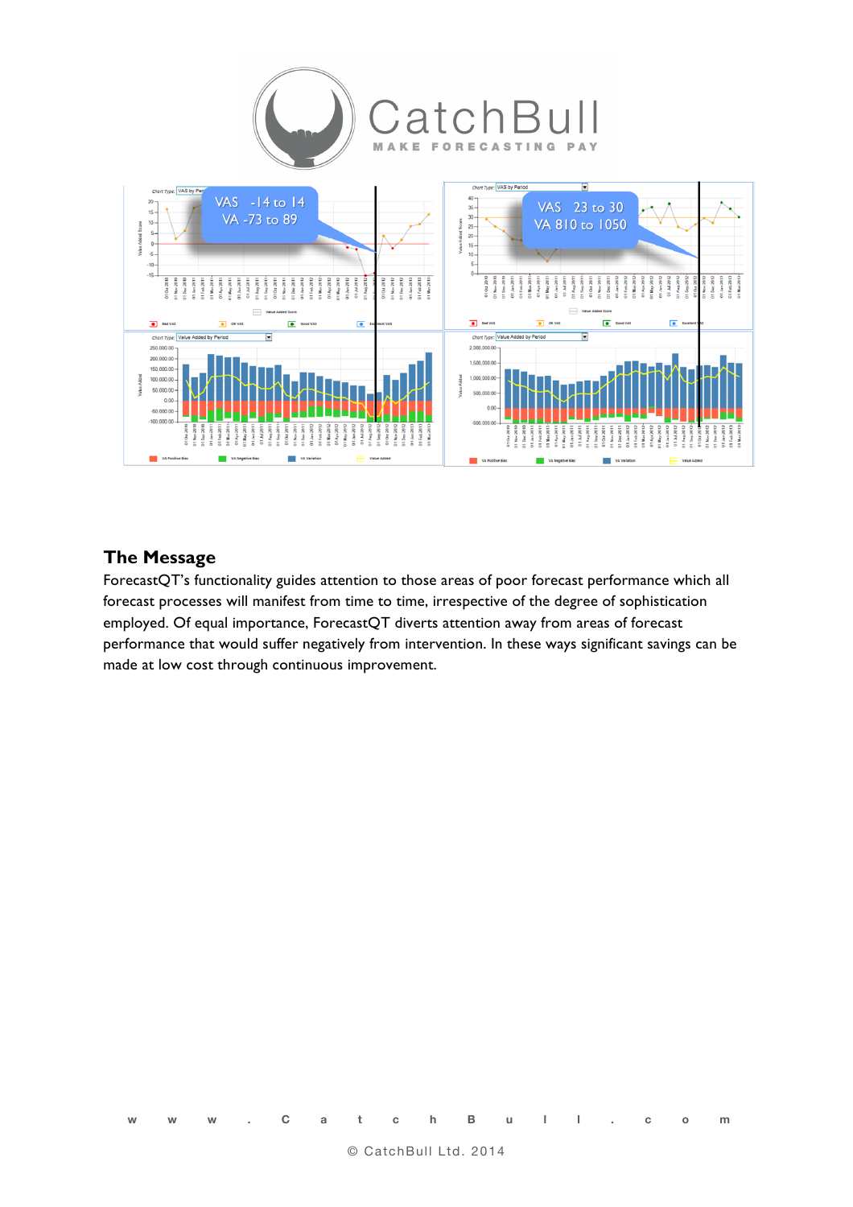CatchBull

MAKE FORECASTING PAY

VAS -14 to 14
VA -73 to 89

VAS 23 to 30
VA 810 to 1050

## The Message

ForecastQT's functionality guides attention to those areas of poor forecast performance which all forecast processes will manifest from time to time, irrespective of the degree of sophistication employed. Of equal importance, ForecastQT diverts attention away from areas of forecast performance that would suffer negatively from intervention. In these ways significant savings can be made at low cost through continuous improvement.

w w w . C a t c h B u l l . c o m

© CatchBull Ltd. 2014